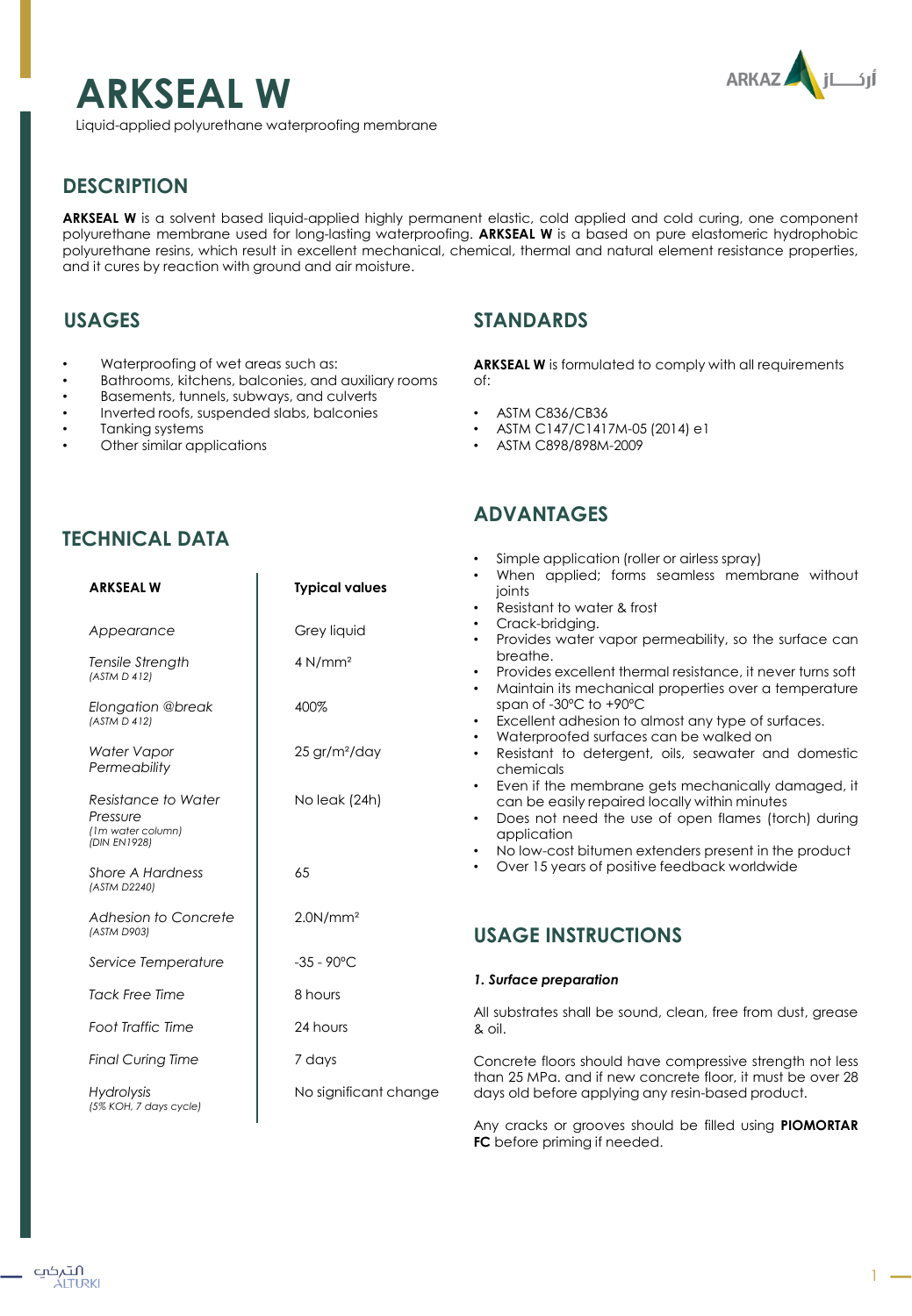# ARKSEAL W

Liquid-applied polyurethane waterproofing membrane

## DESCRIPTION

**ARKSEAL W** is a solvent based liquid-applied highly permanent elastic, cold applied and cold curing, one component polyurethane membrane used for long-lasting waterproofing. **ARKSEAL W** is a based on pure elastomeric hydrophobic polyurethane resins, which result in excellent mechanical, chemical, thermal and natural element resistance properties, and it cures by reaction with ground and air moisture.

## USAGES

- Waterproofing of wet areas such as:
- Bathrooms, kitchens, balconies, and auxiliary rooms
- Basements, tunnels, subways, and culverts
- Inverted roofs, suspended slabs, balconies
- Tanking systems
- Other similar applications

## TECHNICAL DATA

| ARKSEAL W | Typical values |
|---|---|
| *Appearance* | Grey liquid |
| *Tensile Strength* *(ASTM D 412)* | 4 N/mm² |
| *Elongation @break* *(ASTM D 412)* | 400% |
| *Water Vapor Permeability* | 25 gr/m²/day |
| *Resistance to Water Pressure* *(1m water column)* *(DIN EN1928)* | No leak (24h) |
| *Shore A Hardness* *(ASTM D2240)* | 65 |
| *Adhesion to Concrete* *(ASTM D903)* | 2.0N/mm² |
| *Service Temperature* | -35 - 90°C |
| *Tack Free Time* | 8 hours |
| *Foot Traffic Time* | 24 hours |
| *Final Curing Time* | 7 days |
| *Hydrolysis* *(5% KOH, 7 days cycle)* | No significant change |

## STANDARDS

**ARKSEAL W** is formulated to comply with all requirements of:

- ASTM C836/CB36
- ASTM C147/C1417M-05 (2014) e1
- ASTM C898/898M-2009

## ADVANTAGES

- Simple application (roller or airless spray)
- When applied; forms seamless membrane without joints
- Resistant to water & frost
- Crack-bridging.
- Provides water vapor permeability, so the surface can breathe.
- Provides excellent thermal resistance, it never turns soft
- Maintain its mechanical properties over a temperature span of -30°C to +90°C
- Excellent adhesion to almost any type of surfaces.
- Waterproofed surfaces can be walked on
- Resistant to detergent, oils, seawater and domestic chemicals
- Even if the membrane gets mechanically damaged, it can be easily repaired locally within minutes
- Does not need the use of open flames (torch) during application
- No low-cost bitumen extenders present in the product
- Over 15 years of positive feedback worldwide

## USAGE INSTRUCTIONS

***1. Surface preparation***

All substrates shall be sound, clean, free from dust, grease & oil.

Concrete floors should have compressive strength not less than 25 MPa. and if new concrete floor, it must be over 28 days old before applying any resin-based product.

Any cracks or grooves should be filled using **PIOMORTAR FC** before priming if needed.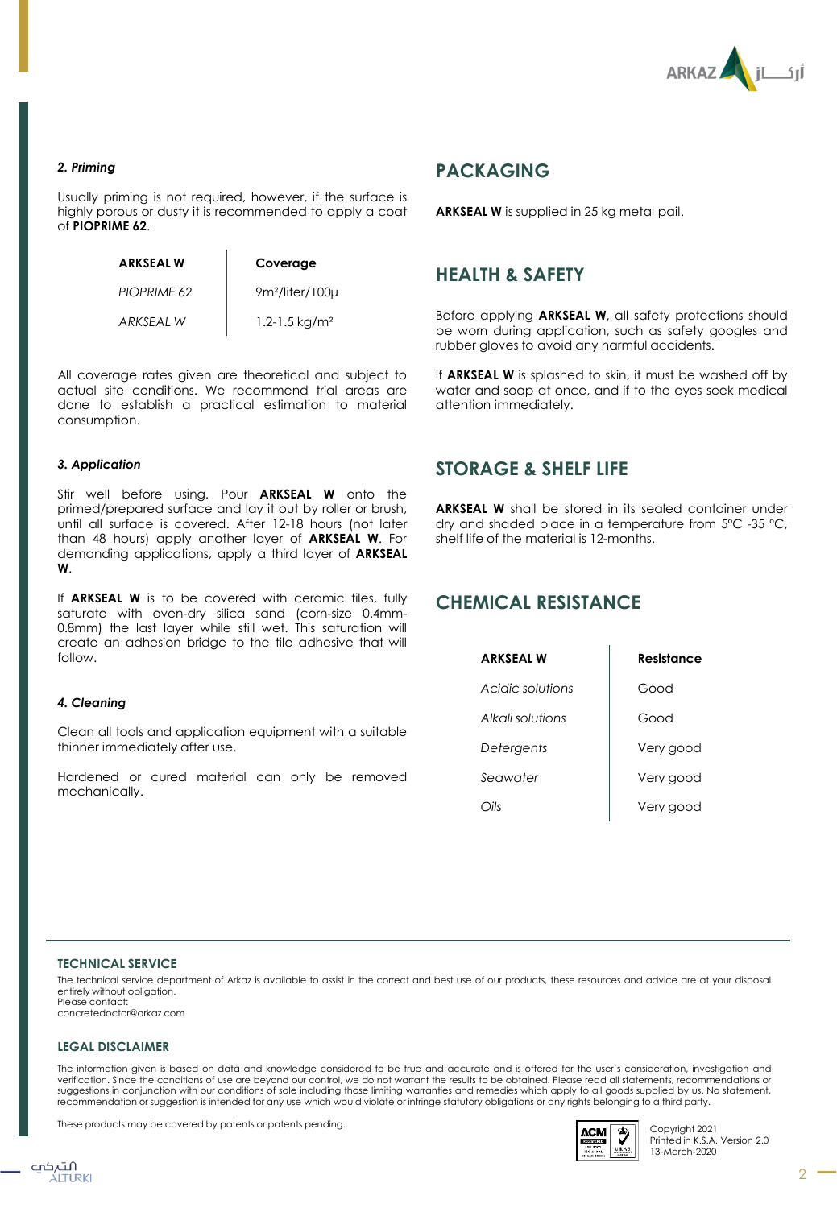#### *2. Priming*

Usually priming is not required, however, if the surface is highly porous or dusty it is recommended to apply a coat of **PIOPRIME 62**.

| ARKSEAL W | Coverage |
|---|---|
| *PIOPRIME 62* | 9m²/liter/100µ |
| *ARKSEAL W* | 1.2-1.5 kg/m² |

All coverage rates given are theoretical and subject to actual site conditions. We recommend trial areas are done to establish a practical estimation to material consumption.

#### *3. Application*

Stir well before using. Pour **ARKSEAL W** onto the primed/prepared surface and lay it out by roller or brush, until all surface is covered. After 12-18 hours (not later than 48 hours) apply another layer of **ARKSEAL W**. For demanding applications, apply a third layer of **ARKSEAL W**.

If **ARKSEAL W** is to be covered with ceramic tiles, fully saturate with oven-dry silica sand (corn-size 0.4mm-0.8mm) the last layer while still wet. This saturation will create an adhesion bridge to the tile adhesive that will follow.

#### *4. Cleaning*

Clean all tools and application equipment with a suitable thinner immediately after use.

Hardened or cured material can only be removed mechanically.

## PACKAGING

**ARKSEAL W** is supplied in 25 kg metal pail.

## HEALTH & SAFETY

Before applying **ARKSEAL W**, all safety protections should be worn during application, such as safety googles and rubber gloves to avoid any harmful accidents.

If **ARKSEAL W** is splashed to skin, it must be washed off by water and soap at once, and if to the eyes seek medical attention immediately.

## STORAGE & SHELF LIFE

**ARKSEAL W** shall be stored in its sealed container under dry and shaded place in a temperature from 5°C -35 °C, shelf life of the material is 12-months.

## CHEMICAL RESISTANCE

| ARKSEAL W | Resistance |
|---|---|
| *Acidic solutions* | Good |
| *Alkali solutions* | Good |
| *Detergents* | Very good |
| *Seawater* | Very good |
| *Oils* | Very good |

### TECHNICAL SERVICE

The technical service department of Arkaz is available to assist in the correct and best use of our products, these resources and advice are at your disposal entirely without obligation.
Please contact:
concretedoctor@arkaz.com

### LEGAL DISCLAIMER

The information given is based on data and knowledge considered to be true and accurate and is offered for the user's consideration, investigation and verification. Since the conditions of use are beyond our control, we do not warrant the results to be obtained. Please read all statements, recommendations or suggestions in conjunction with our conditions of sale including those limiting warranties and remedies which apply to all goods supplied by us. No statement, recommendation or suggestion is intended for any use which would violate or infringe statutory obligations or any rights belonging to a third party.

These products may be covered by patents or patents pending.

Copyright 2021
Printed in K.S.A. Version 2.0
13-March-2020